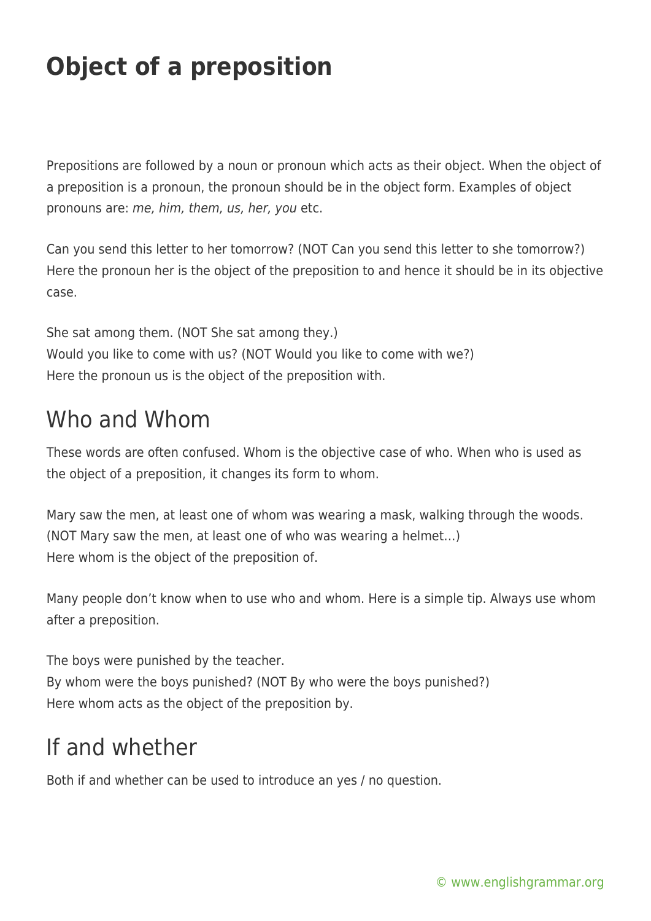# Object of a preposition

Prepositions are followed by a noun or pronoun which acts as their object. When the object of a preposition is a pronoun, the pronoun should be in the object form. Examples of object pronouns are: *me, him, them, us, her, you* etc.

Can you send this letter to her tomorrow? (NOT Can you send this letter to she tomorrow?)
Here the pronoun her is the object of the preposition to and hence it should be in its objective case.

She sat among them. (NOT She sat among they.)
Would you like to come with us? (NOT Would you like to come with we?)
Here the pronoun us is the object of the preposition with.

## Who and Whom

These words are often confused. Whom is the objective case of who. When who is used as the object of a preposition, it changes its form to whom.

Mary saw the men, at least one of whom was wearing a mask, walking through the woods. (NOT Mary saw the men, at least one of who was wearing a helmet…)
Here whom is the object of the preposition of.

Many people don't know when to use who and whom. Here is a simple tip. Always use whom after a preposition.

The boys were punished by the teacher.
By whom were the boys punished? (NOT By who were the boys punished?)
Here whom acts as the object of the preposition by.

## If and whether

Both if and whether can be used to introduce an yes / no question.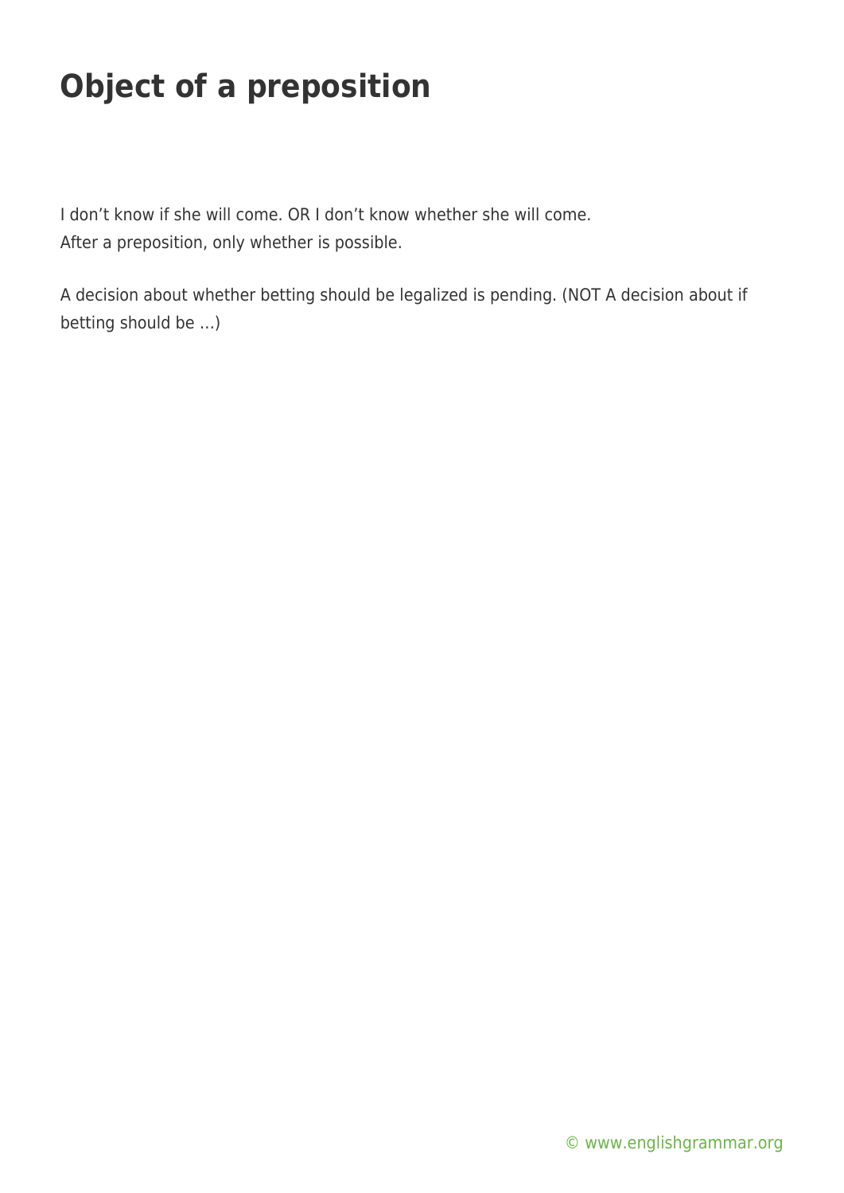# Object of a preposition

I don't know if she will come. OR I don't know whether she will come.
After a preposition, only whether is possible.

A decision about whether betting should be legalized is pending. (NOT A decision about if betting should be …)